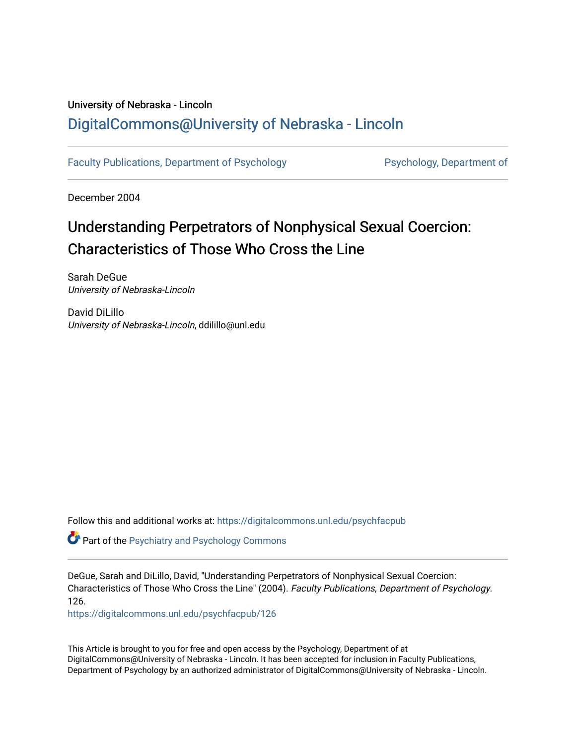University of Nebraska - Lincoln

## DigitalCommons@University of Nebraska - Lincoln

Faculty Publications, Department of Psychology    Psychology, Department of

December 2004

# Understanding Perpetrators of Nonphysical Sexual Coercion: Characteristics of Those Who Cross the Line

Sarah DeGue
*University of Nebraska-Lincoln*

David DiLillo
*University of Nebraska-Lincoln*, ddilillo@unl.edu

Follow this and additional works at: https://digitalcommons.unl.edu/psychfacpub

Part of the Psychiatry and Psychology Commons

DeGue, Sarah and DiLillo, David, "Understanding Perpetrators of Nonphysical Sexual Coercion: Characteristics of Those Who Cross the Line" (2004). *Faculty Publications, Department of Psychology*. 126.
https://digitalcommons.unl.edu/psychfacpub/126

This Article is brought to you for free and open access by the Psychology, Department of at DigitalCommons@University of Nebraska - Lincoln. It has been accepted for inclusion in Faculty Publications, Department of Psychology by an authorized administrator of DigitalCommons@University of Nebraska - Lincoln.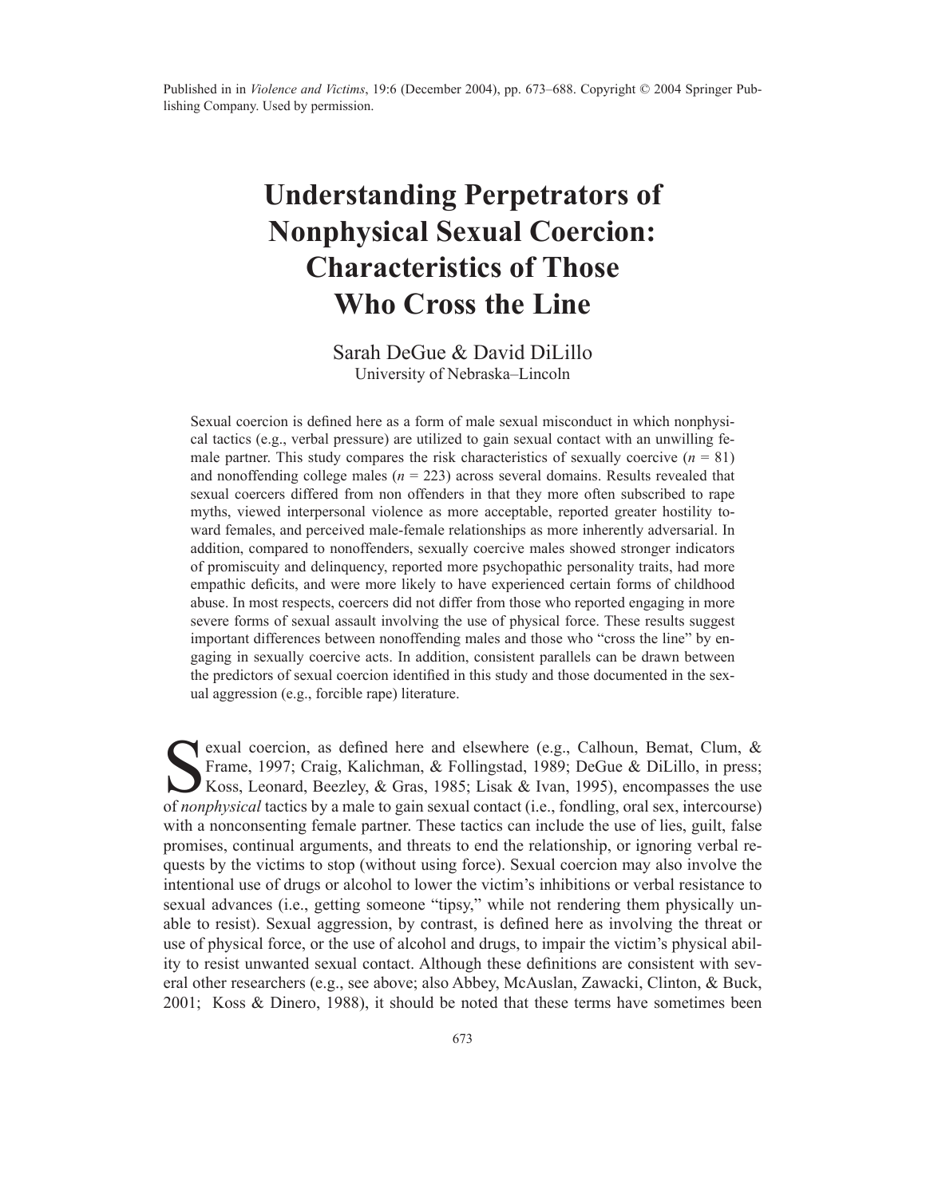Published in in *Violence and Victims*, 19:6 (December 2004), pp. 673–688. Copyright © 2004 Springer Publishing Company. Used by permission.

# Understanding Perpetrators of Nonphysical Sexual Coercion: Characteristics of Those Who Cross the Line

Sarah DeGue & David DiLillo
University of Nebraska–Lincoln

Sexual coercion is defined here as a form of male sexual misconduct in which nonphysical tactics (e.g., verbal pressure) are utilized to gain sexual contact with an unwilling female partner. This study compares the risk characteristics of sexually coercive ($n$ = 81) and nonoffending college males ($n$ = 223) across several domains. Results revealed that sexual coercers differed from non offenders in that they more often subscribed to rape myths, viewed interpersonal violence as more acceptable, reported greater hostility toward females, and perceived male-female relationships as more inherently adversarial. In addition, compared to nonoffenders, sexually coercive males showed stronger indicators of promiscuity and delinquency, reported more psychopathic personality traits, had more empathic deficits, and were more likely to have experienced certain forms of childhood abuse. In most respects, coercers did not differ from those who reported engaging in more severe forms of sexual assault involving the use of physical force. These results suggest important differences between nonoffending males and those who "cross the line" by engaging in sexually coercive acts. In addition, consistent parallels can be drawn between the predictors of sexual coercion identified in this study and those documented in the sexual aggression (e.g., forcible rape) literature.

Sexual coercion, as defined here and elsewhere (e.g., Calhoun, Bemat, Clum, & Frame, 1997; Craig, Kalichman, & Follingstad, 1989; DeGue & DiLillo, in press; Koss, Leonard, Beezley, & Gras, 1985; Lisak & Ivan, 1995), encompasses the use of *nonphysical* tactics by a male to gain sexual contact (i.e., fondling, oral sex, intercourse) with a nonconsenting female partner. These tactics can include the use of lies, guilt, false promises, continual arguments, and threats to end the relationship, or ignoring verbal requests by the victims to stop (without using force). Sexual coercion may also involve the intentional use of drugs or alcohol to lower the victim's inhibitions or verbal resistance to sexual advances (i.e., getting someone "tipsy," while not rendering them physically unable to resist). Sexual aggression, by contrast, is defined here as involving the threat or use of physical force, or the use of alcohol and drugs, to impair the victim's physical ability to resist unwanted sexual contact. Although these definitions are consistent with several other researchers (e.g., see above; also Abbey, McAuslan, Zawacki, Clinton, & Buck, 2001; Koss & Dinero, 1988), it should be noted that these terms have sometimes been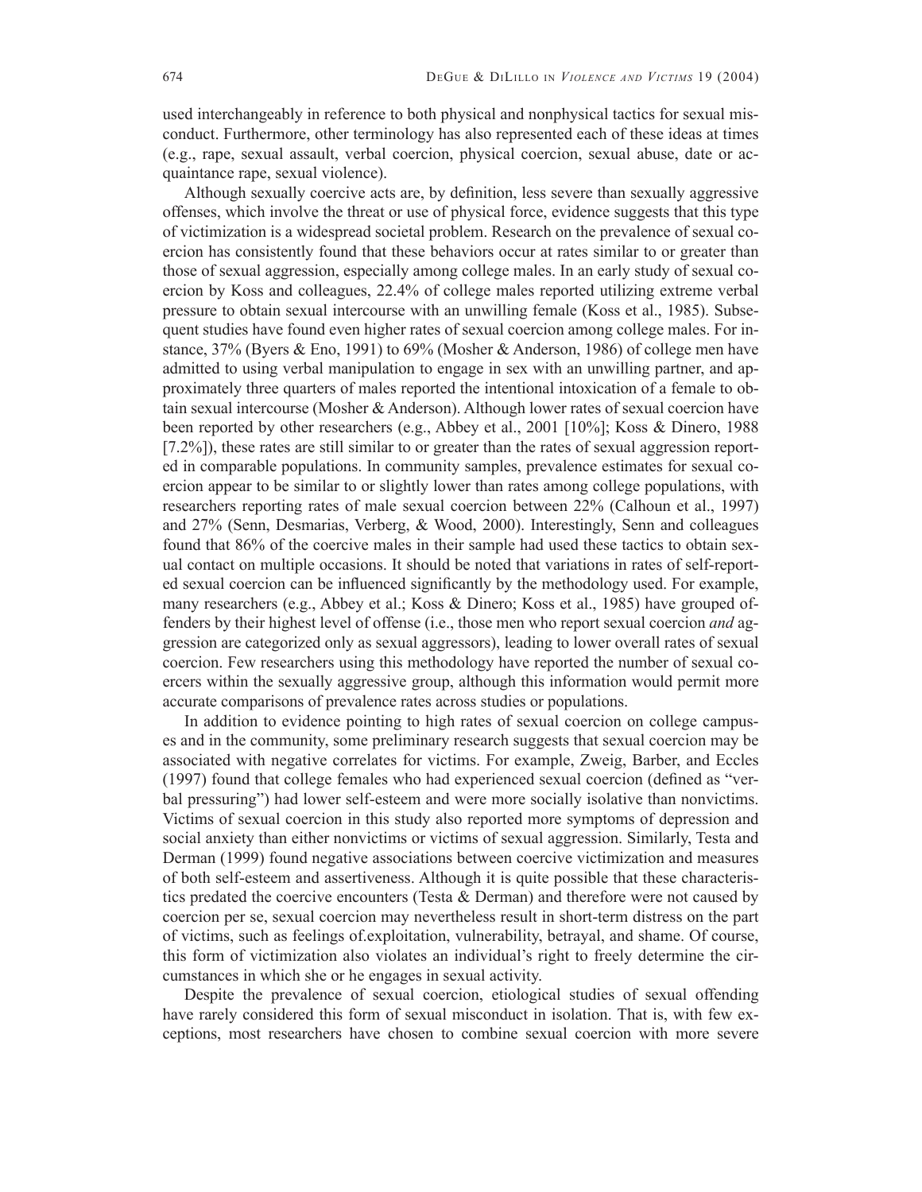used interchangeably in reference to both physical and nonphysical tactics for sexual misconduct. Furthermore, other terminology has also represented each of these ideas at times (e.g., rape, sexual assault, verbal coercion, physical coercion, sexual abuse, date or acquaintance rape, sexual violence).

Although sexually coercive acts are, by definition, less severe than sexually aggressive offenses, which involve the threat or use of physical force, evidence suggests that this type of victimization is a widespread societal problem. Research on the prevalence of sexual coercion has consistently found that these behaviors occur at rates similar to or greater than those of sexual aggression, especially among college males. In an early study of sexual coercion by Koss and colleagues, 22.4% of college males reported utilizing extreme verbal pressure to obtain sexual intercourse with an unwilling female (Koss et al., 1985). Subsequent studies have found even higher rates of sexual coercion among college males. For instance, 37% (Byers & Eno, 1991) to 69% (Mosher & Anderson, 1986) of college men have admitted to using verbal manipulation to engage in sex with an unwilling partner, and approximately three quarters of males reported the intentional intoxication of a female to obtain sexual intercourse (Mosher & Anderson). Although lower rates of sexual coercion have been reported by other researchers (e.g., Abbey et al., 2001 [10%]; Koss & Dinero, 1988 [7.2%]), these rates are still similar to or greater than the rates of sexual aggression reported in comparable populations. In community samples, prevalence estimates for sexual coercion appear to be similar to or slightly lower than rates among college populations, with researchers reporting rates of male sexual coercion between 22% (Calhoun et al., 1997) and 27% (Senn, Desmarias, Verberg, & Wood, 2000). Interestingly, Senn and colleagues found that 86% of the coercive males in their sample had used these tactics to obtain sexual contact on multiple occasions. It should be noted that variations in rates of self-reported sexual coercion can be influenced significantly by the methodology used. For example, many researchers (e.g., Abbey et al.; Koss & Dinero; Koss et al., 1985) have grouped offenders by their highest level of offense (i.e., those men who report sexual coercion *and* aggression are categorized only as sexual aggressors), leading to lower overall rates of sexual coercion. Few researchers using this methodology have reported the number of sexual coercers within the sexually aggressive group, although this information would permit more accurate comparisons of prevalence rates across studies or populations.

In addition to evidence pointing to high rates of sexual coercion on college campuses and in the community, some preliminary research suggests that sexual coercion may be associated with negative correlates for victims. For example, Zweig, Barber, and Eccles (1997) found that college females who had experienced sexual coercion (defined as "verbal pressuring") had lower self-esteem and were more socially isolative than nonvictims. Victims of sexual coercion in this study also reported more symptoms of depression and social anxiety than either nonvictims or victims of sexual aggression. Similarly, Testa and Derman (1999) found negative associations between coercive victimization and measures of both self-esteem and assertiveness. Although it is quite possible that these characteristics predated the coercive encounters (Testa & Derman) and therefore were not caused by coercion per se, sexual coercion may nevertheless result in short-term distress on the part of victims, such as feelings of.exploitation, vulnerability, betrayal, and shame. Of course, this form of victimization also violates an individual's right to freely determine the circumstances in which she or he engages in sexual activity.

Despite the prevalence of sexual coercion, etiological studies of sexual offending have rarely considered this form of sexual misconduct in isolation. That is, with few exceptions, most researchers have chosen to combine sexual coercion with more severe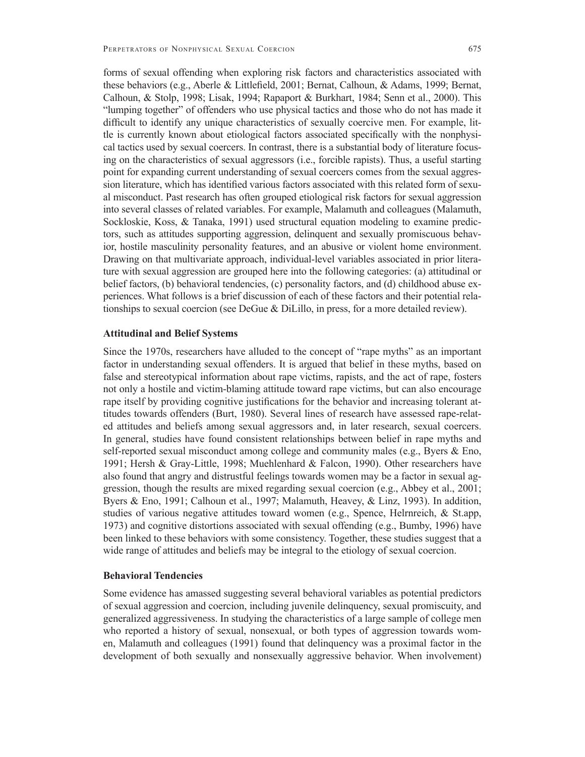forms of sexual offending when exploring risk factors and characteristics associated with these behaviors (e.g., Aberle & Littlefield, 2001; Bernat, Calhoun, & Adams, 1999; Bernat, Calhoun, & Stolp, 1998; Lisak, 1994; Rapaport & Burkhart, 1984; Senn et al., 2000). This "lumping together" of offenders who use physical tactics and those who do not has made it difficult to identify any unique characteristics of sexually coercive men. For example, little is currently known about etiological factors associated specifically with the nonphysical tactics used by sexual coercers. In contrast, there is a substantial body of literature focusing on the characteristics of sexual aggressors (i.e., forcible rapists). Thus, a useful starting point for expanding current understanding of sexual coercers comes from the sexual aggression literature, which has identified various factors associated with this related form of sexual misconduct. Past research has often grouped etiological risk factors for sexual aggression into several classes of related variables. For example, Malamuth and colleagues (Malamuth, Sockloskie, Koss, & Tanaka, 1991) used structural equation modeling to examine predictors, such as attitudes supporting aggression, delinquent and sexually promiscuous behavior, hostile masculinity personality features, and an abusive or violent home environment. Drawing on that multivariate approach, individual-level variables associated in prior literature with sexual aggression are grouped here into the following categories: (a) attitudinal or belief factors, (b) behavioral tendencies, (c) personality factors, and (d) childhood abuse experiences. What follows is a brief discussion of each of these factors and their potential relationships to sexual coercion (see DeGue & DiLillo, in press, for a more detailed review).

### Attitudinal and Belief Systems

Since the 1970s, researchers have alluded to the concept of "rape myths" as an important factor in understanding sexual offenders. It is argued that belief in these myths, based on false and stereotypical information about rape victims, rapists, and the act of rape, fosters not only a hostile and victim-blaming attitude toward rape victims, but can also encourage rape itself by providing cognitive justifications for the behavior and increasing tolerant attitudes towards offenders (Burt, 1980). Several lines of research have assessed rape-related attitudes and beliefs among sexual aggressors and, in later research, sexual coercers. In general, studies have found consistent relationships between belief in rape myths and self-reported sexual misconduct among college and community males (e.g., Byers & Eno, 1991; Hersh & Gray-Little, 1998; Muehlenhard & Falcon, 1990). Other researchers have also found that angry and distrustful feelings towards women may be a factor in sexual aggression, though the results are mixed regarding sexual coercion (e.g., Abbey et al., 2001; Byers & Eno, 1991; Calhoun et al., 1997; Malamuth, Heavey, & Linz, 1993). In addition, studies of various negative attitudes toward women (e.g., Spence, Helrnreich, & St.app, 1973) and cognitive distortions associated with sexual offending (e.g., Bumby, 1996) have been linked to these behaviors with some consistency. Together, these studies suggest that a wide range of attitudes and beliefs may be integral to the etiology of sexual coercion.

### Behavioral Tendencies

Some evidence has amassed suggesting several behavioral variables as potential predictors of sexual aggression and coercion, including juvenile delinquency, sexual promiscuity, and generalized aggressiveness. In studying the characteristics of a large sample of college men who reported a history of sexual, nonsexual, or both types of aggression towards women, Malamuth and colleagues (1991) found that delinquency was a proximal factor in the development of both sexually and nonsexually aggressive behavior. When involvement)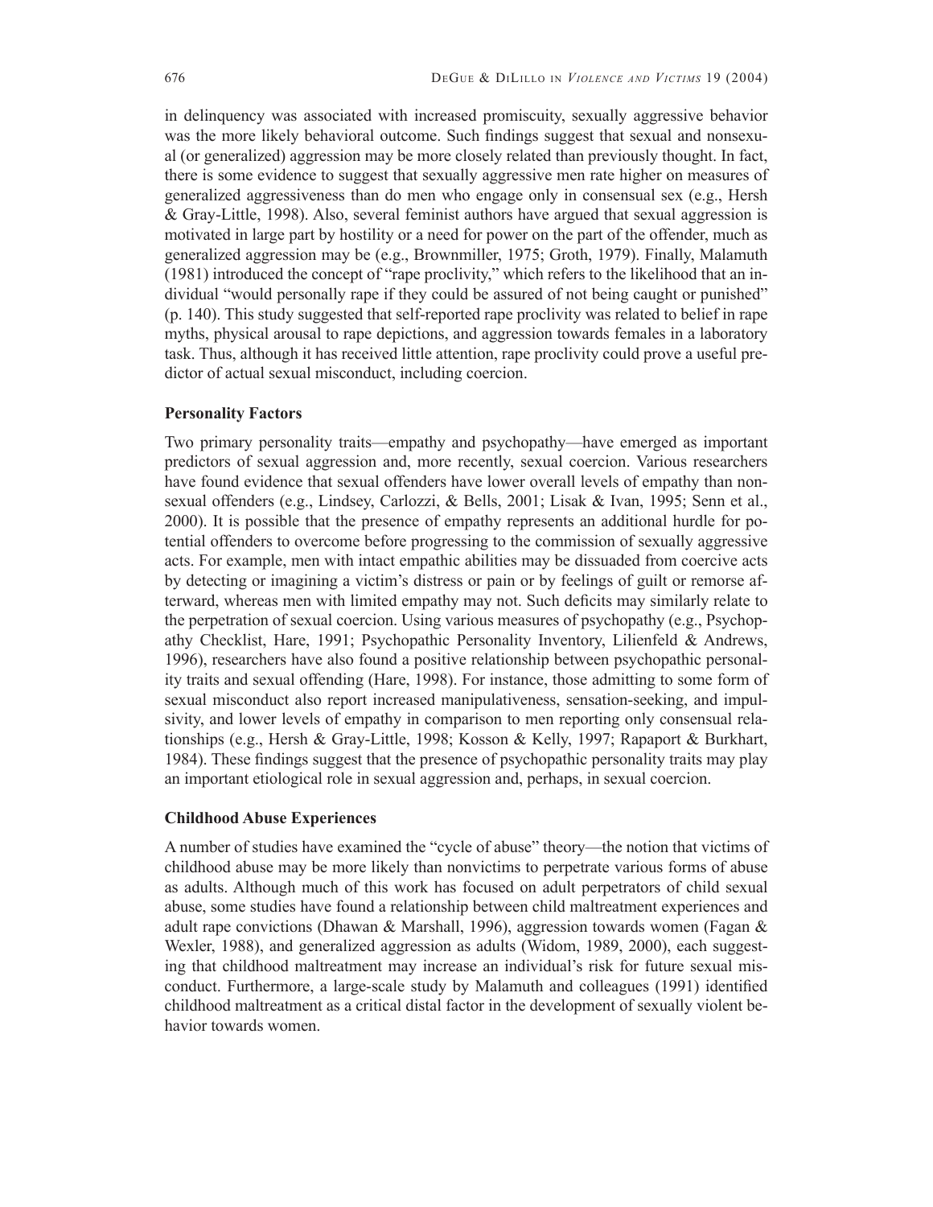in delinquency was associated with increased promiscuity, sexually aggressive behavior was the more likely behavioral outcome. Such findings suggest that sexual and nonsexual (or generalized) aggression may be more closely related than previously thought. In fact, there is some evidence to suggest that sexually aggressive men rate higher on measures of generalized aggressiveness than do men who engage only in consensual sex (e.g., Hersh & Gray-Little, 1998). Also, several feminist authors have argued that sexual aggression is motivated in large part by hostility or a need for power on the part of the offender, much as generalized aggression may be (e.g., Brownmiller, 1975; Groth, 1979). Finally, Malamuth (1981) introduced the concept of "rape proclivity," which refers to the likelihood that an individual "would personally rape if they could be assured of not being caught or punished" (p. 140). This study suggested that self-reported rape proclivity was related to belief in rape myths, physical arousal to rape depictions, and aggression towards females in a laboratory task. Thus, although it has received little attention, rape proclivity could prove a useful predictor of actual sexual misconduct, including coercion.

**Personality Factors**

Two primary personality traits—empathy and psychopathy—have emerged as important predictors of sexual aggression and, more recently, sexual coercion. Various researchers have found evidence that sexual offenders have lower overall levels of empathy than nonsexual offenders (e.g., Lindsey, Carlozzi, & Bells, 2001; Lisak & Ivan, 1995; Senn et al., 2000). It is possible that the presence of empathy represents an additional hurdle for potential offenders to overcome before progressing to the commission of sexually aggressive acts. For example, men with intact empathic abilities may be dissuaded from coercive acts by detecting or imagining a victim's distress or pain or by feelings of guilt or remorse afterward, whereas men with limited empathy may not. Such deficits may similarly relate to the perpetration of sexual coercion. Using various measures of psychopathy (e.g., Psychopathy Checklist, Hare, 1991; Psychopathic Personality Inventory, Lilienfeld & Andrews, 1996), researchers have also found a positive relationship between psychopathic personality traits and sexual offending (Hare, 1998). For instance, those admitting to some form of sexual misconduct also report increased manipulativeness, sensation-seeking, and impulsivity, and lower levels of empathy in comparison to men reporting only consensual relationships (e.g., Hersh & Gray-Little, 1998; Kosson & Kelly, 1997; Rapaport & Burkhart, 1984). These findings suggest that the presence of psychopathic personality traits may play an important etiological role in sexual aggression and, perhaps, in sexual coercion.

**Childhood Abuse Experiences**

A number of studies have examined the "cycle of abuse" theory—the notion that victims of childhood abuse may be more likely than nonvictims to perpetrate various forms of abuse as adults. Although much of this work has focused on adult perpetrators of child sexual abuse, some studies have found a relationship between child maltreatment experiences and adult rape convictions (Dhawan & Marshall, 1996), aggression towards women (Fagan & Wexler, 1988), and generalized aggression as adults (Widom, 1989, 2000), each suggesting that childhood maltreatment may increase an individual's risk for future sexual misconduct. Furthermore, a large-scale study by Malamuth and colleagues (1991) identified childhood maltreatment as a critical distal factor in the development of sexually violent behavior towards women.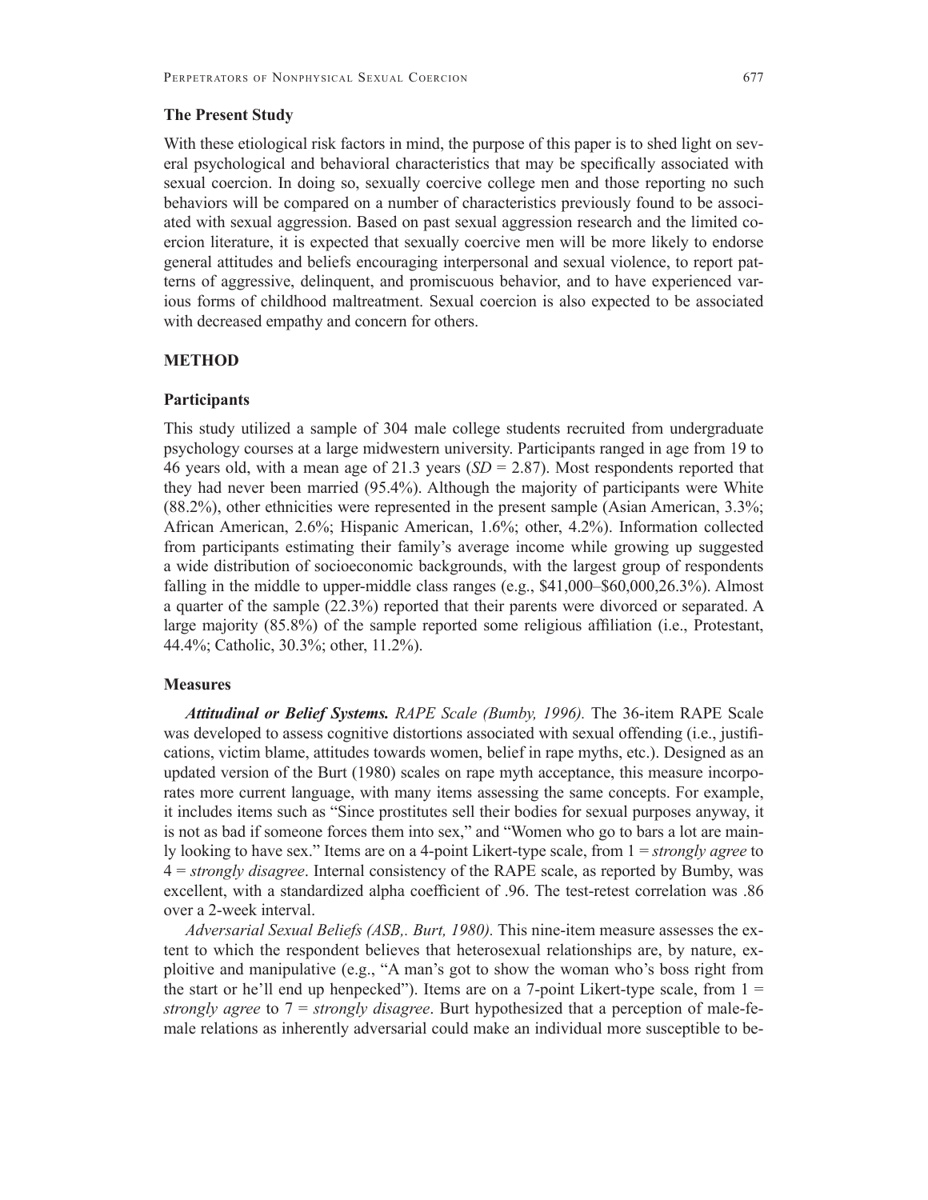### The Present Study

With these etiological risk factors in mind, the purpose of this paper is to shed light on several psychological and behavioral characteristics that may be specifically associated with sexual coercion. In doing so, sexually coercive college men and those reporting no such behaviors will be compared on a number of characteristics previously found to be associated with sexual aggression. Based on past sexual aggression research and the limited coercion literature, it is expected that sexually coercive men will be more likely to endorse general attitudes and beliefs encouraging interpersonal and sexual violence, to report patterns of aggressive, delinquent, and promiscuous behavior, and to have experienced various forms of childhood maltreatment. Sexual coercion is also expected to be associated with decreased empathy and concern for others.

## METHOD

### Participants

This study utilized a sample of 304 male college students recruited from undergraduate psychology courses at a large midwestern university. Participants ranged in age from 19 to 46 years old, with a mean age of 21.3 years (*SD* = 2.87). Most respondents reported that they had never been married (95.4%). Although the majority of participants were White (88.2%), other ethnicities were represented in the present sample (Asian American, 3.3%; African American, 2.6%; Hispanic American, 1.6%; other, 4.2%). Information collected from participants estimating their family's average income while growing up suggested a wide distribution of socioeconomic backgrounds, with the largest group of respondents falling in the middle to upper-middle class ranges (e.g., $41,000–$60,000,26.3%). Almost a quarter of the sample (22.3%) reported that their parents were divorced or separated. A large majority (85.8%) of the sample reported some religious affiliation (i.e., Protestant, 44.4%; Catholic, 30.3%; other, 11.2%).

### Measures

***Attitudinal or Belief Systems.*** *RAPE Scale (Bumby, 1996).* The 36-item RAPE Scale was developed to assess cognitive distortions associated with sexual offending (i.e., justifications, victim blame, attitudes towards women, belief in rape myths, etc.). Designed as an updated version of the Burt (1980) scales on rape myth acceptance, this measure incorporates more current language, with many items assessing the same concepts. For example, it includes items such as "Since prostitutes sell their bodies for sexual purposes anyway, it is not as bad if someone forces them into sex," and "Women who go to bars a lot are mainly looking to have sex." Items are on a 4-point Likert-type scale, from 1 = *strongly agree* to 4 = *strongly disagree*. Internal consistency of the RAPE scale, as reported by Bumby, was excellent, with a standardized alpha coefficient of .96. The test-retest correlation was .86 over a 2-week interval.

*Adversarial Sexual Beliefs (ASB,. Burt, 1980).* This nine-item measure assesses the extent to which the respondent believes that heterosexual relationships are, by nature, exploitive and manipulative (e.g., "A man's got to show the woman who's boss right from the start or he'll end up henpecked"). Items are on a 7-point Likert-type scale, from 1 = *strongly agree* to 7 = *strongly disagree*. Burt hypothesized that a perception of male-female relations as inherently adversarial could make an individual more susceptible to be-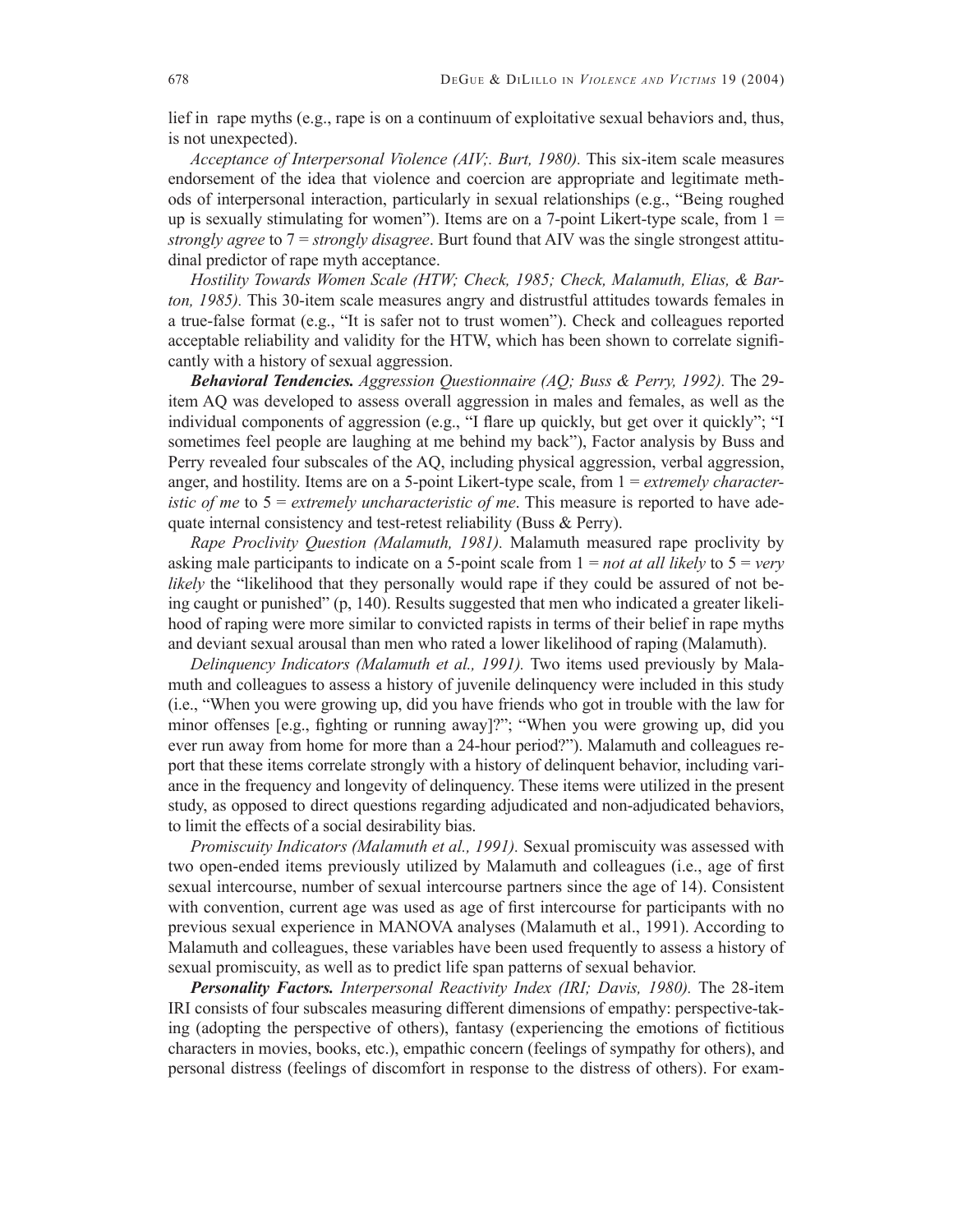lief in  rape myths (e.g., rape is on a continuum of exploitative sexual behaviors and, thus, is not unexpected).

*Acceptance of Interpersonal Violence (AIV;. Burt, 1980).* This six-item scale measures endorsement of the idea that violence and coercion are appropriate and legitimate methods of interpersonal interaction, particularly in sexual relationships (e.g., "Being roughed up is sexually stimulating for women"). Items are on a 7-point Likert-type scale, from 1 = *strongly agree* to 7 = *strongly disagree*. Burt found that AIV was the single strongest attitudinal predictor of rape myth acceptance.

*Hostility Towards Women Scale (HTW; Check, 1985; Check, Malamuth, Elias, & Barton, 1985).* This 30-item scale measures angry and distrustful attitudes towards females in a true-false format (e.g., "It is safer not to trust women"). Check and colleagues reported acceptable reliability and validity for the HTW, which has been shown to correlate significantly with a history of sexual aggression.

***Behavioral Tendencies.*** *Aggression Questionnaire (AQ; Buss & Perry, 1992).* The 29-item AQ was developed to assess overall aggression in males and females, as well as the individual components of aggression (e.g., "I flare up quickly, but get over it quickly"; "I sometimes feel people are laughing at me behind my back"), Factor analysis by Buss and Perry revealed four subscales of the AQ, including physical aggression, verbal aggression, anger, and hostility. Items are on a 5-point Likert-type scale, from 1 = *extremely characteristic of me* to 5 = *extremely uncharacteristic of me*. This measure is reported to have adequate internal consistency and test-retest reliability (Buss & Perry).

*Rape Proclivity Question (Malamuth, 1981).* Malamuth measured rape proclivity by asking male participants to indicate on a 5-point scale from 1 = *not at all likely* to 5 = *very likely* the "likelihood that they personally would rape if they could be assured of not being caught or punished" (p, 140). Results suggested that men who indicated a greater likelihood of raping were more similar to convicted rapists in terms of their belief in rape myths and deviant sexual arousal than men who rated a lower likelihood of raping (Malamuth).

*Delinquency Indicators (Malamuth et al., 1991).* Two items used previously by Malamuth and colleagues to assess a history of juvenile delinquency were included in this study (i.e., "When you were growing up, did you have friends who got in trouble with the law for minor offenses [e.g., fighting or running away]?"; "When you were growing up, did you ever run away from home for more than a 24-hour period?"). Malamuth and colleagues report that these items correlate strongly with a history of delinquent behavior, including variance in the frequency and longevity of delinquency. These items were utilized in the present study, as opposed to direct questions regarding adjudicated and non-adjudicated behaviors, to limit the effects of a social desirability bias.

*Promiscuity Indicators (Malamuth et al., 1991).* Sexual promiscuity was assessed with two open-ended items previously utilized by Malamuth and colleagues (i.e., age of first sexual intercourse, number of sexual intercourse partners since the age of 14). Consistent with convention, current age was used as age of first intercourse for participants with no previous sexual experience in MANOVA analyses (Malamuth et al., 1991). According to Malamuth and colleagues, these variables have been used frequently to assess a history of sexual promiscuity, as well as to predict life span patterns of sexual behavior.

***Personality Factors.*** *Interpersonal Reactivity Index (IRI; Davis, 1980).* The 28-item IRI consists of four subscales measuring different dimensions of empathy: perspective-taking (adopting the perspective of others), fantasy (experiencing the emotions of fictitious characters in movies, books, etc.), empathic concern (feelings of sympathy for others), and personal distress (feelings of discomfort in response to the distress of others). For exam-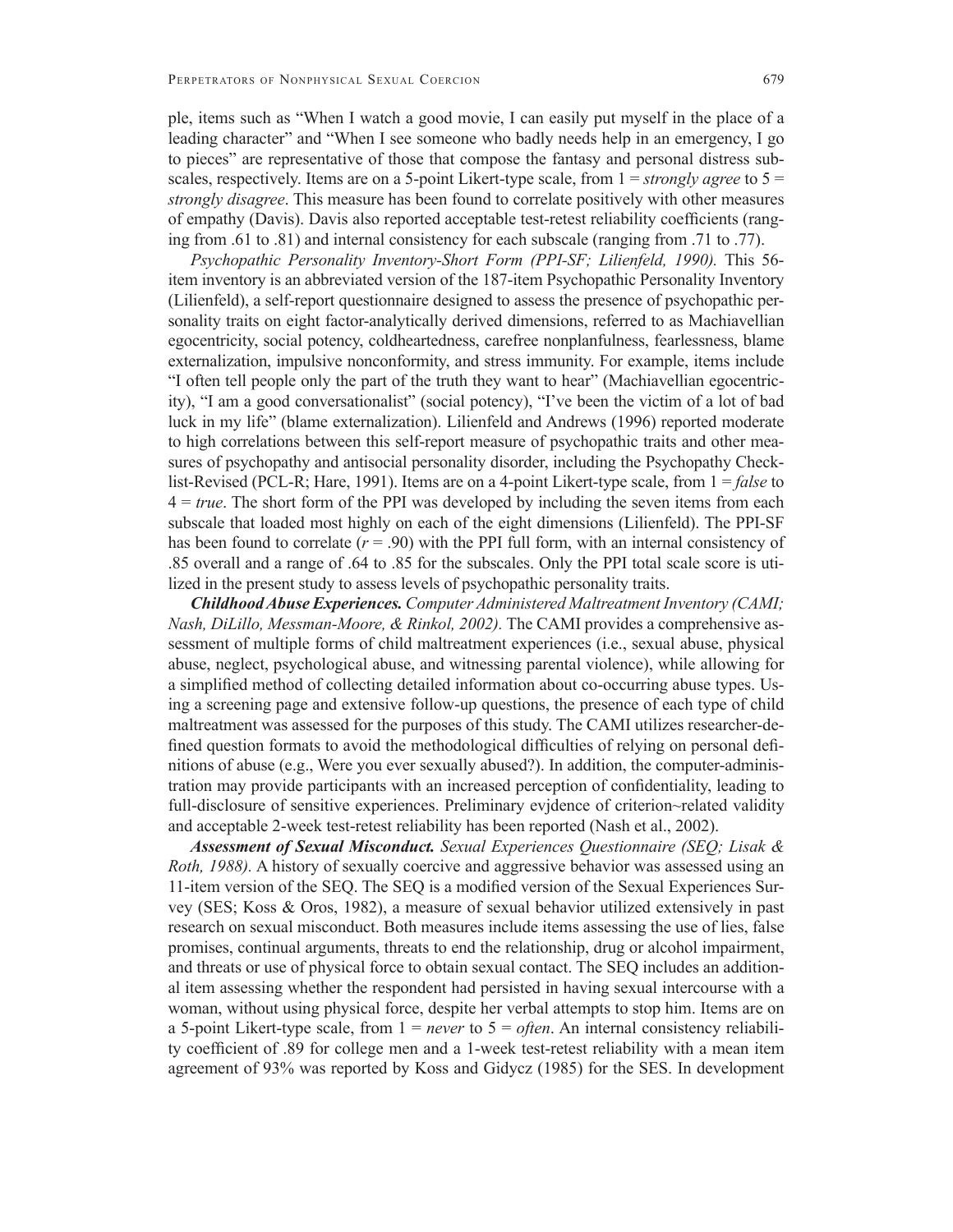ple, items such as "When I watch a good movie, I can easily put myself in the place of a leading character" and "When I see someone who badly needs help in an emergency, I go to pieces" are representative of those that compose the fantasy and personal distress subscales, respectively. Items are on a 5-point Likert-type scale, from 1 = *strongly agree* to 5 = *strongly disagree*. This measure has been found to correlate positively with other measures of empathy (Davis). Davis also reported acceptable test-retest reliability coefficients (ranging from .61 to .81) and internal consistency for each subscale (ranging from .71 to .77).

*Psychopathic Personality Inventory-Short Form (PPI-SF; Lilienfeld, 1990).* This 56-item inventory is an abbreviated version of the 187-item Psychopathic Personality Inventory (Lilienfeld), a self-report questionnaire designed to assess the presence of psychopathic personality traits on eight factor-analytically derived dimensions, referred to as Machiavellian egocentricity, social potency, coldheartedness, carefree nonplanfulness, fearlessness, blame externalization, impulsive nonconformity, and stress immunity. For example, items include "I often tell people only the part of the truth they want to hear" (Machiavellian egocentricity), "I am a good conversationalist" (social potency), "I've been the victim of a lot of bad luck in my life" (blame externalization). Lilienfeld and Andrews (1996) reported moderate to high correlations between this self-report measure of psychopathic traits and other measures of psychopathy and antisocial personality disorder, including the Psychopathy Checklist-Revised (PCL-R; Hare, 1991). Items are on a 4-point Likert-type scale, from 1 = *false* to 4 = *true*. The short form of the PPI was developed by including the seven items from each subscale that loaded most highly on each of the eight dimensions (Lilienfeld). The PPI-SF has been found to correlate ($r = .90$) with the PPI full form, with an internal consistency of .85 overall and a range of .64 to .85 for the subscales. Only the PPI total scale score is utilized in the present study to assess levels of psychopathic personality traits.

***Childhood Abuse Experiences.*** *Computer Administered Maltreatment Inventory (CAMI; Nash, DiLillo, Messman-Moore, & Rinkol, 2002).* The CAMI provides a comprehensive assessment of multiple forms of child maltreatment experiences (i.e., sexual abuse, physical abuse, neglect, psychological abuse, and witnessing parental violence), while allowing for a simplified method of collecting detailed information about co-occurring abuse types. Using a screening page and extensive follow-up questions, the presence of each type of child maltreatment was assessed for the purposes of this study. The CAMI utilizes researcher-defined question formats to avoid the methodological difficulties of relying on personal definitions of abuse (e.g., Were you ever sexually abused?). In addition, the computer-administration may provide participants with an increased perception of confidentiality, leading to full-disclosure of sensitive experiences. Preliminary evjdence of criterion~related validity and acceptable 2-week test-retest reliability has been reported (Nash et al., 2002).

***Assessment of Sexual Misconduct.*** *Sexual Experiences Questionnaire (SEQ; Lisak & Roth, 1988).* A history of sexually coercive and aggressive behavior was assessed using an 11-item version of the SEQ. The SEQ is a modified version of the Sexual Experiences Survey (SES; Koss & Oros, 1982), a measure of sexual behavior utilized extensively in past research on sexual misconduct. Both measures include items assessing the use of lies, false promises, continual arguments, threats to end the relationship, drug or alcohol impairment, and threats or use of physical force to obtain sexual contact. The SEQ includes an additional item assessing whether the respondent had persisted in having sexual intercourse with a woman, without using physical force, despite her verbal attempts to stop him. Items are on a 5-point Likert-type scale, from 1 = *never* to 5 = *often*. An internal consistency reliability coefficient of .89 for college men and a 1-week test-retest reliability with a mean item agreement of 93% was reported by Koss and Gidycz (1985) for the SES. In development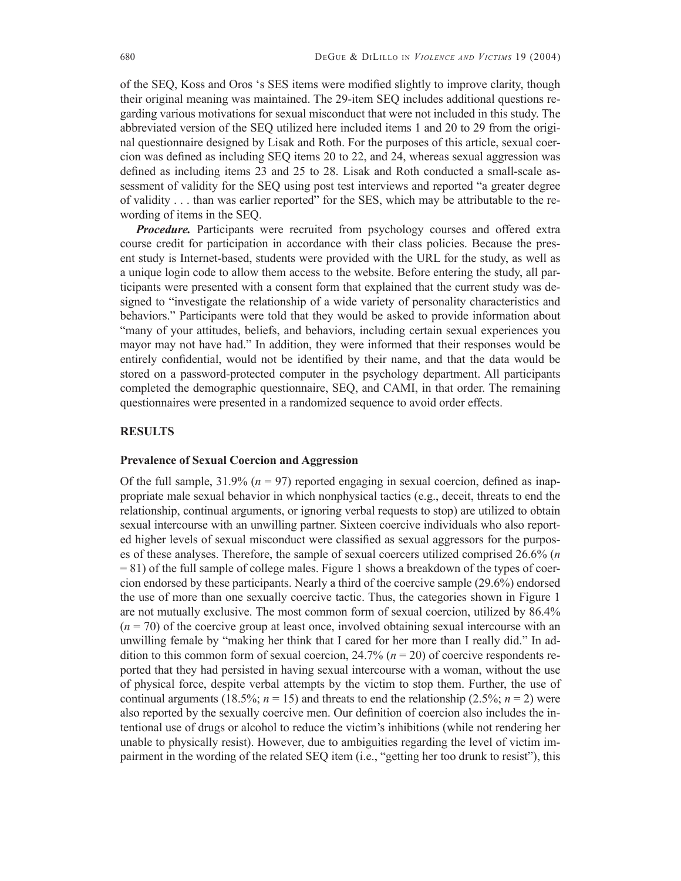of the SEQ, Koss and Oros 's SES items were modified slightly to improve clarity, though their original meaning was maintained. The 29-item SEQ includes additional questions regarding various motivations for sexual misconduct that were not included in this study. The abbreviated version of the SEQ utilized here included items 1 and 20 to 29 from the original questionnaire designed by Lisak and Roth. For the purposes of this article, sexual coercion was defined as including SEQ items 20 to 22, and 24, whereas sexual aggression was defined as including items 23 and 25 to 28. Lisak and Roth conducted a small-scale assessment of validity for the SEQ using post test interviews and reported "a greater degree of validity . . . than was earlier reported" for the SES, which may be attributable to the rewording of items in the SEQ.

***Procedure.*** Participants were recruited from psychology courses and offered extra course credit for participation in accordance with their class policies. Because the present study is Internet-based, students were provided with the URL for the study, as well as a unique login code to allow them access to the website. Before entering the study, all participants were presented with a consent form that explained that the current study was designed to "investigate the relationship of a wide variety of personality characteristics and behaviors." Participants were told that they would be asked to provide information about "many of your attitudes, beliefs, and behaviors, including certain sexual experiences you mayor may not have had." In addition, they were informed that their responses would be entirely confidential, would not be identified by their name, and that the data would be stored on a password-protected computer in the psychology department. All participants completed the demographic questionnaire, SEQ, and CAMI, in that order. The remaining questionnaires were presented in a randomized sequence to avoid order effects.

## RESULTS

### Prevalence of Sexual Coercion and Aggression

Of the full sample, 31.9% ($n$ = 97) reported engaging in sexual coercion, defined as inappropriate male sexual behavior in which nonphysical tactics (e.g., deceit, threats to end the relationship, continual arguments, or ignoring verbal requests to stop) are utilized to obtain sexual intercourse with an unwilling partner. Sixteen coercive individuals who also reported higher levels of sexual misconduct were classified as sexual aggressors for the purposes of these analyses. Therefore, the sample of sexual coercers utilized comprised 26.6% ($n$ = 81) of the full sample of college males. Figure 1 shows a breakdown of the types of coercion endorsed by these participants. Nearly a third of the coercive sample (29.6%) endorsed the use of more than one sexually coercive tactic. Thus, the categories shown in Figure 1 are not mutually exclusive. The most common form of sexual coercion, utilized by 86.4% ($n$ = 70) of the coercive group at least once, involved obtaining sexual intercourse with an unwilling female by "making her think that I cared for her more than I really did." In addition to this common form of sexual coercion, 24.7% ($n$ = 20) of coercive respondents reported that they had persisted in having sexual intercourse with a woman, without the use of physical force, despite verbal attempts by the victim to stop them. Further, the use of continual arguments (18.5%; $n$ = 15) and threats to end the relationship (2.5%; $n$ = 2) were also reported by the sexually coercive men. Our definition of coercion also includes the intentional use of drugs or alcohol to reduce the victim's inhibitions (while not rendering her unable to physically resist). However, due to ambiguities regarding the level of victim impairment in the wording of the related SEQ item (i.e., "getting her too drunk to resist"), this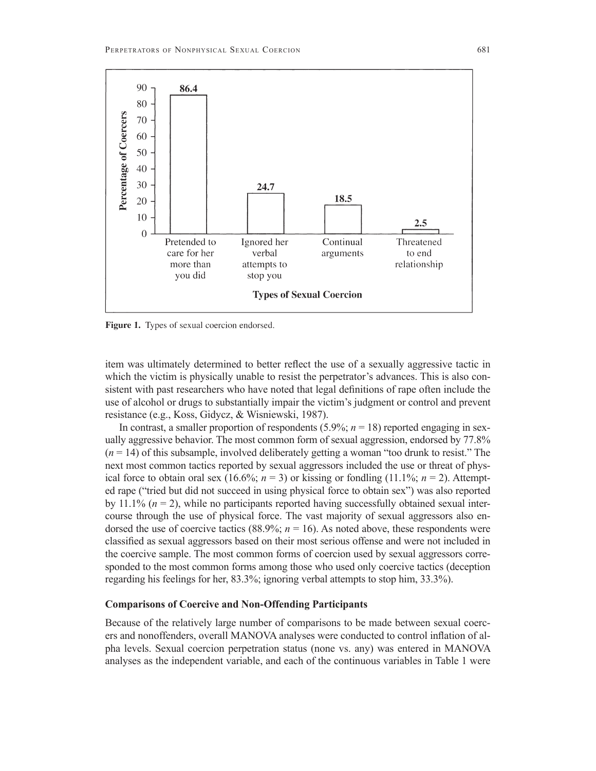Figure 1. Types of sexual coercion endorsed.

item was ultimately determined to better reflect the use of a sexually aggressive tactic in which the victim is physically unable to resist the perpetrator's advances. This is also consistent with past researchers who have noted that legal definitions of rape often include the use of alcohol or drugs to substantially impair the victim's judgment or control and prevent resistance (e.g., Koss, Gidycz, & Wisniewski, 1987).

In contrast, a smaller proportion of respondents (5.9%; $n = 18$) reported engaging in sexually aggressive behavior. The most common form of sexual aggression, endorsed by 77.8% ($n = 14$) of this subsample, involved deliberately getting a woman "too drunk to resist." The next most common tactics reported by sexual aggressors included the use or threat of physical force to obtain oral sex (16.6%; $n = 3$) or kissing or fondling (11.1%; $n = 2$). Attempted rape ("tried but did not succeed in using physical force to obtain sex") was also reported by 11.1% ($n = 2$), while no participants reported having successfully obtained sexual intercourse through the use of physical force. The vast majority of sexual aggressors also endorsed the use of coercive tactics (88.9%; $n = 16$). As noted above, these respondents were classified as sexual aggressors based on their most serious offense and were not included in the coercive sample. The most common forms of coercion used by sexual aggressors corresponded to the most common forms among those who used only coercive tactics (deception regarding his feelings for her, 83.3%; ignoring verbal attempts to stop him, 33.3%).

### Comparisons of Coercive and Non-Offending Participants

Because of the relatively large number of comparisons to be made between sexual coercers and nonoffenders, overall MANOVA analyses were conducted to control inflation of alpha levels. Sexual coercion perpetration status (none vs. any) was entered in MANOVA analyses as the independent variable, and each of the continuous variables in Table 1 were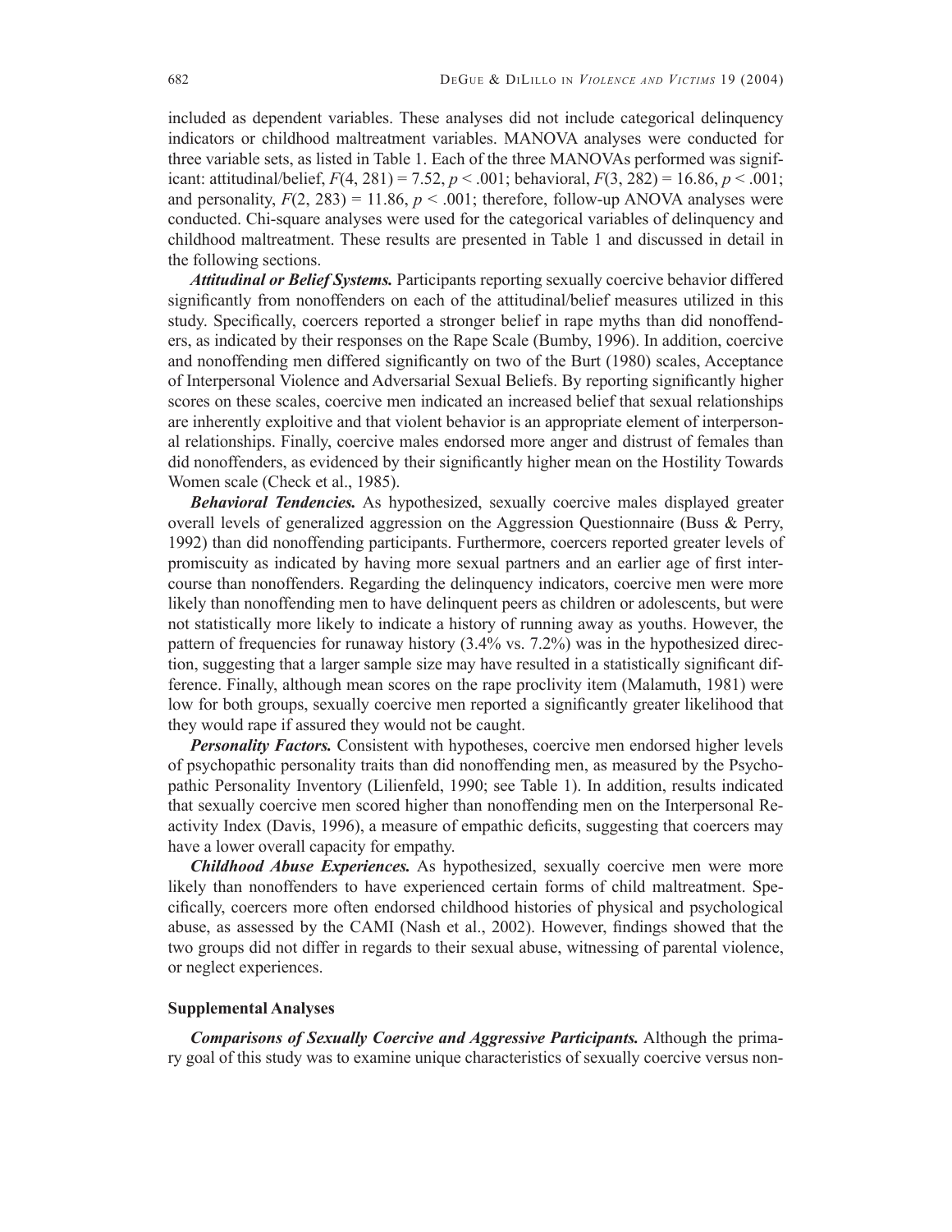included as dependent variables. These analyses did not include categorical delinquency indicators or childhood maltreatment variables. MANOVA analyses were conducted for three variable sets, as listed in Table 1. Each of the three MANOVAs performed was significant: attitudinal/belief, $F(4, 281) = 7.52$, $p < .001$; behavioral, $F(3, 282) = 16.86$, $p < .001$; and personality, $F(2, 283) = 11.86$, $p < .001$; therefore, follow-up ANOVA analyses were conducted. Chi-square analyses were used for the categorical variables of delinquency and childhood maltreatment. These results are presented in Table 1 and discussed in detail in the following sections.

***Attitudinal or Belief Systems.*** Participants reporting sexually coercive behavior differed significantly from nonoffenders on each of the attitudinal/belief measures utilized in this study. Specifically, coercers reported a stronger belief in rape myths than did nonoffenders, as indicated by their responses on the Rape Scale (Bumby, 1996). In addition, coercive and nonoffending men differed significantly on two of the Burt (1980) scales, Acceptance of Interpersonal Violence and Adversarial Sexual Beliefs. By reporting significantly higher scores on these scales, coercive men indicated an increased belief that sexual relationships are inherently exploitive and that violent behavior is an appropriate element of interpersonal relationships. Finally, coercive males endorsed more anger and distrust of females than did nonoffenders, as evidenced by their significantly higher mean on the Hostility Towards Women scale (Check et al., 1985).

***Behavioral Tendencies.*** As hypothesized, sexually coercive males displayed greater overall levels of generalized aggression on the Aggression Questionnaire (Buss & Perry, 1992) than did nonoffending participants. Furthermore, coercers reported greater levels of promiscuity as indicated by having more sexual partners and an earlier age of first intercourse than nonoffenders. Regarding the delinquency indicators, coercive men were more likely than nonoffending men to have delinquent peers as children or adolescents, but were not statistically more likely to indicate a history of running away as youths. However, the pattern of frequencies for runaway history (3.4% vs. 7.2%) was in the hypothesized direction, suggesting that a larger sample size may have resulted in a statistically significant difference. Finally, although mean scores on the rape proclivity item (Malamuth, 1981) were low for both groups, sexually coercive men reported a significantly greater likelihood that they would rape if assured they would not be caught.

***Personality Factors.*** Consistent with hypotheses, coercive men endorsed higher levels of psychopathic personality traits than did nonoffending men, as measured by the Psychopathic Personality Inventory (Lilienfeld, 1990; see Table 1). In addition, results indicated that sexually coercive men scored higher than nonoffending men on the Interpersonal Reactivity Index (Davis, 1996), a measure of empathic deficits, suggesting that coercers may have a lower overall capacity for empathy.

***Childhood Abuse Experiences.*** As hypothesized, sexually coercive men were more likely than nonoffenders to have experienced certain forms of child maltreatment. Specifically, coercers more often endorsed childhood histories of physical and psychological abuse, as assessed by the CAMI (Nash et al., 2002). However, findings showed that the two groups did not differ in regards to their sexual abuse, witnessing of parental violence, or neglect experiences.

### Supplemental Analyses

***Comparisons of Sexually Coercive and Aggressive Participants.*** Although the primary goal of this study was to examine unique characteristics of sexually coercive versus non-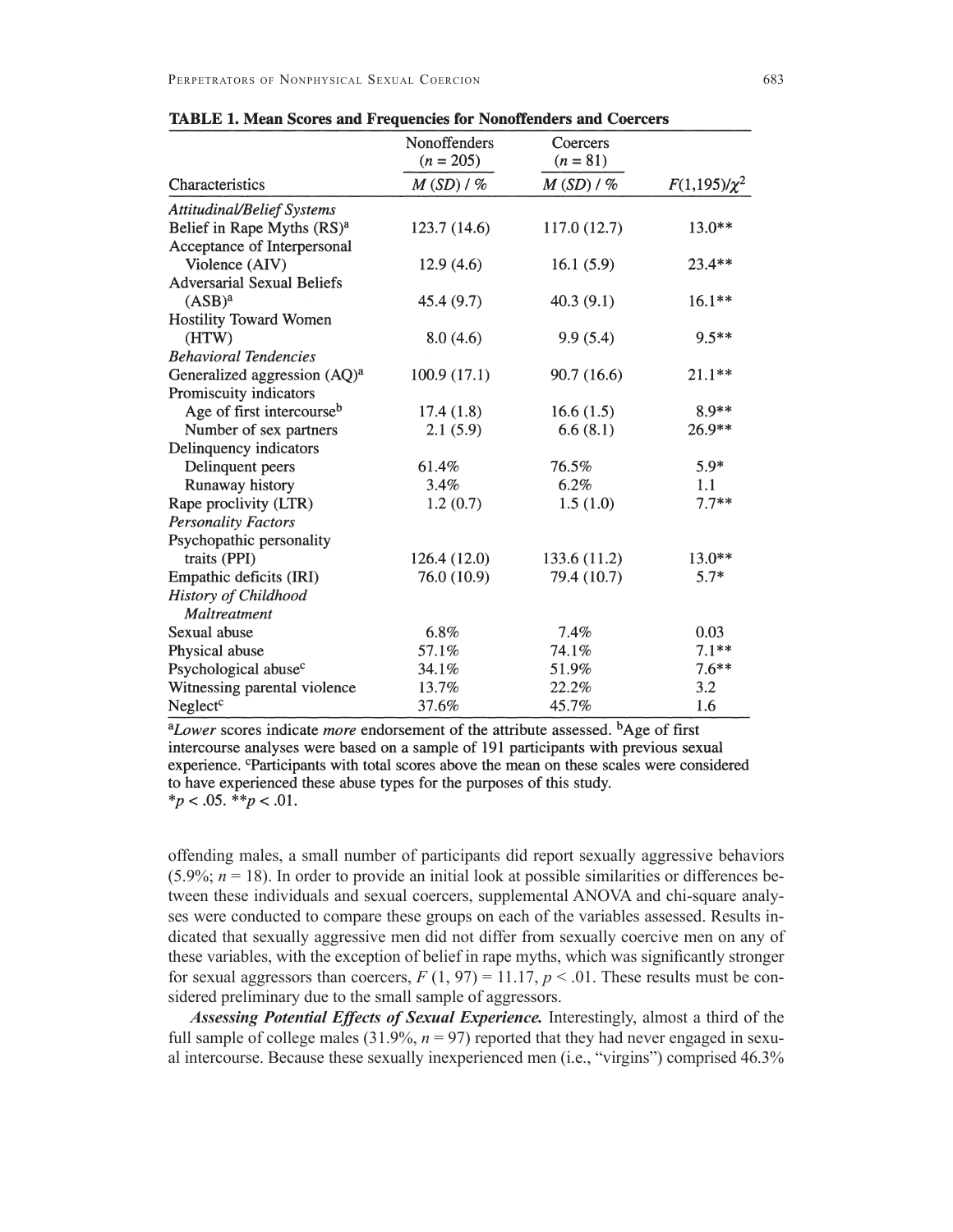**TABLE 1. Mean Scores and Frequencies for Nonoffenders and Coercers**

| Characteristics | Nonoffenders ($n$ = 205) $M$ ($SD$) / % | Coercers ($n$ = 81) $M$ ($SD$) / % | $F(1,195)/\chi^2$ |
|---|---|---|---|
| *Attitudinal/Belief Systems* | | | |
| Belief in Rape Myths (RS)[a] | 123.7 (14.6) | 117.0 (12.7) | 13.0** |
| Acceptance of Interpersonal Violence (AIV) | 12.9 (4.6) | 16.1 (5.9) | 23.4** |
| Adversarial Sexual Beliefs (ASB)[a] | 45.4 (9.7) | 40.3 (9.1) | 16.1** |
| Hostility Toward Women (HTW) | 8.0 (4.6) | 9.9 (5.4) | 9.5** |
| *Behavioral Tendencies* | | | |
| Generalized aggression (AQ)[a] | 100.9 (17.1) | 90.7 (16.6) | 21.1** |
| Promiscuity indicators | | | |
| Age of first intercourse[b] | 17.4 (1.8) | 16.6 (1.5) | 8.9** |
| Number of sex partners | 2.1 (5.9) | 6.6 (8.1) | 26.9** |
| Delinquency indicators | | | |
| Delinquent peers | 61.4% | 76.5% | 5.9* |
| Runaway history | 3.4% | 6.2% | 1.1 |
| Rape proclivity (LTR) | 1.2 (0.7) | 1.5 (1.0) | 7.7** |
| *Personality Factors* | | | |
| Psychopathic personality traits (PPI) | 126.4 (12.0) | 133.6 (11.2) | 13.0** |
| Empathic deficits (IRI) | 76.0 (10.9) | 79.4 (10.7) | 5.7* |
| *History of Childhood Maltreatment* | | | |
| Sexual abuse | 6.8% | 7.4% | 0.03 |
| Physical abuse | 57.1% | 74.1% | 7.1** |
| Psychological abuse[c] | 34.1% | 51.9% | 7.6** |
| Witnessing parental violence | 13.7% | 22.2% | 3.2 |
| Neglect[c] | 37.6% | 45.7% | 1.6 |

[a]*Lower* scores indicate *more* endorsement of the attribute assessed. [b]Age of first intercourse analyses were based on a sample of 191 participants with previous sexual experience. [c]Participants with total scores above the mean on these scales were considered to have experienced these abuse types for the purposes of this study.
*$p < .05$. **$p < .01$.

offending males, a small number of participants did report sexually aggressive behaviors (5.9%; $n$ = 18). In order to provide an initial look at possible similarities or differences between these individuals and sexual coercers, supplemental ANOVA and chi-square analyses were conducted to compare these groups on each of the variables assessed. Results indicated that sexually aggressive men did not differ from sexually coercive men on any of these variables, with the exception of belief in rape myths, which was significantly stronger for sexual aggressors than coercers, $F$ (1, 97) = 11.17, $p < .01$. These results must be considered preliminary due to the small sample of aggressors.

***Assessing Potential Effects of Sexual Experience.*** Interestingly, almost a third of the full sample of college males (31.9%, $n$ = 97) reported that they had never engaged in sexual intercourse. Because these sexually inexperienced men (i.e., "virgins") comprised 46.3%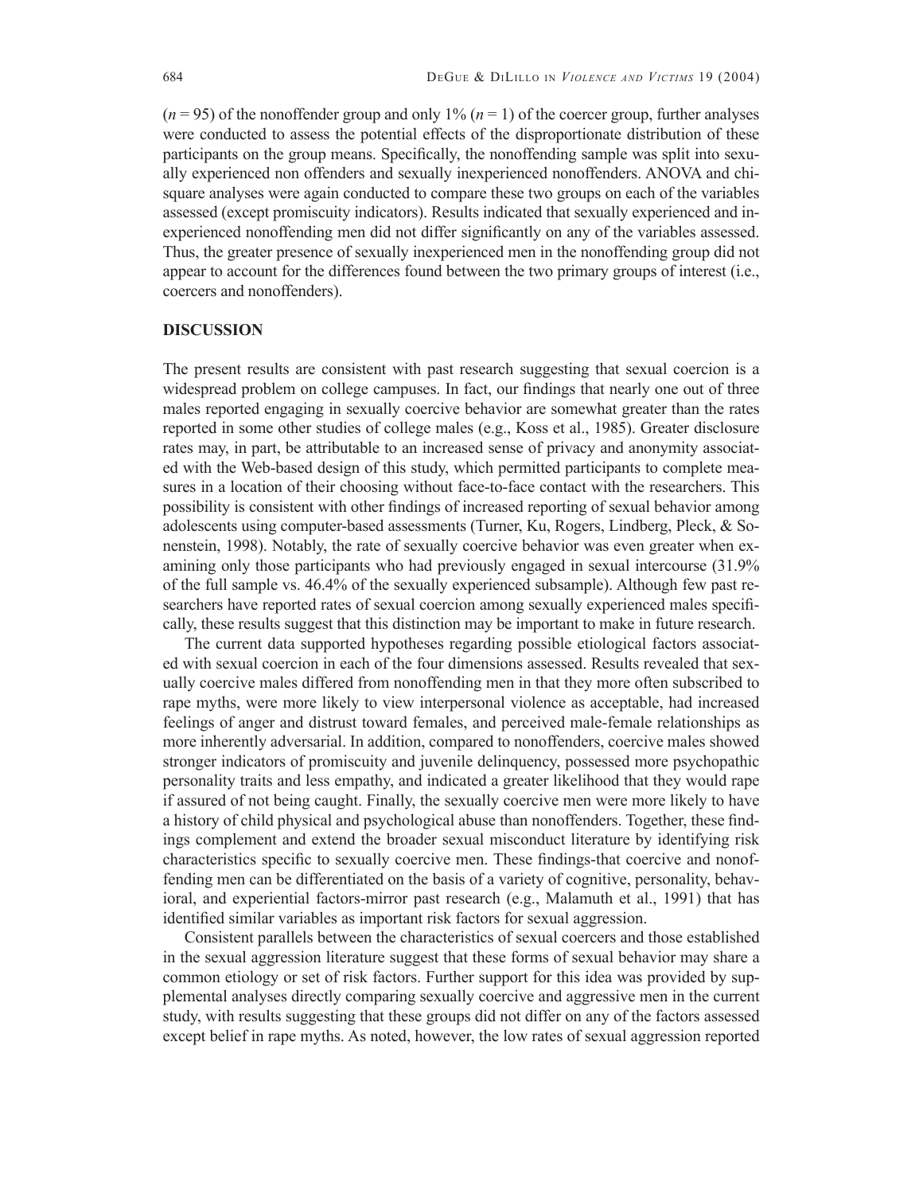($n = 95$) of the nonoffender group and only 1% ($n = 1$) of the coercer group, further analyses were conducted to assess the potential effects of the disproportionate distribution of these participants on the group means. Specifically, the nonoffending sample was split into sexually experienced non offenders and sexually inexperienced nonoffenders. ANOVA and chi-square analyses were again conducted to compare these two groups on each of the variables assessed (except promiscuity indicators). Results indicated that sexually experienced and inexperienced nonoffending men did not differ significantly on any of the variables assessed. Thus, the greater presence of sexually inexperienced men in the nonoffending group did not appear to account for the differences found between the two primary groups of interest (i.e., coercers and nonoffenders).

## DISCUSSION

The present results are consistent with past research suggesting that sexual coercion is a widespread problem on college campuses. In fact, our findings that nearly one out of three males reported engaging in sexually coercive behavior are somewhat greater than the rates reported in some other studies of college males (e.g., Koss et al., 1985). Greater disclosure rates may, in part, be attributable to an increased sense of privacy and anonymity associated with the Web-based design of this study, which permitted participants to complete measures in a location of their choosing without face-to-face contact with the researchers. This possibility is consistent with other findings of increased reporting of sexual behavior among adolescents using computer-based assessments (Turner, Ku, Rogers, Lindberg, Pleck, & Sonenstein, 1998). Notably, the rate of sexually coercive behavior was even greater when examining only those participants who had previously engaged in sexual intercourse (31.9% of the full sample vs. 46.4% of the sexually experienced subsample). Although few past researchers have reported rates of sexual coercion among sexually experienced males specifically, these results suggest that this distinction may be important to make in future research.

The current data supported hypotheses regarding possible etiological factors associated with sexual coercion in each of the four dimensions assessed. Results revealed that sexually coercive males differed from nonoffending men in that they more often subscribed to rape myths, were more likely to view interpersonal violence as acceptable, had increased feelings of anger and distrust toward females, and perceived male-female relationships as more inherently adversarial. In addition, compared to nonoffenders, coercive males showed stronger indicators of promiscuity and juvenile delinquency, possessed more psychopathic personality traits and less empathy, and indicated a greater likelihood that they would rape if assured of not being caught. Finally, the sexually coercive men were more likely to have a history of child physical and psychological abuse than nonoffenders. Together, these findings complement and extend the broader sexual misconduct literature by identifying risk characteristics specific to sexually coercive men. These findings-that coercive and nonoffending men can be differentiated on the basis of a variety of cognitive, personality, behavioral, and experiential factors-mirror past research (e.g., Malamuth et al., 1991) that has identified similar variables as important risk factors for sexual aggression.

Consistent parallels between the characteristics of sexual coercers and those established in the sexual aggression literature suggest that these forms of sexual behavior may share a common etiology or set of risk factors. Further support for this idea was provided by supplemental analyses directly comparing sexually coercive and aggressive men in the current study, with results suggesting that these groups did not differ on any of the factors assessed except belief in rape myths. As noted, however, the low rates of sexual aggression reported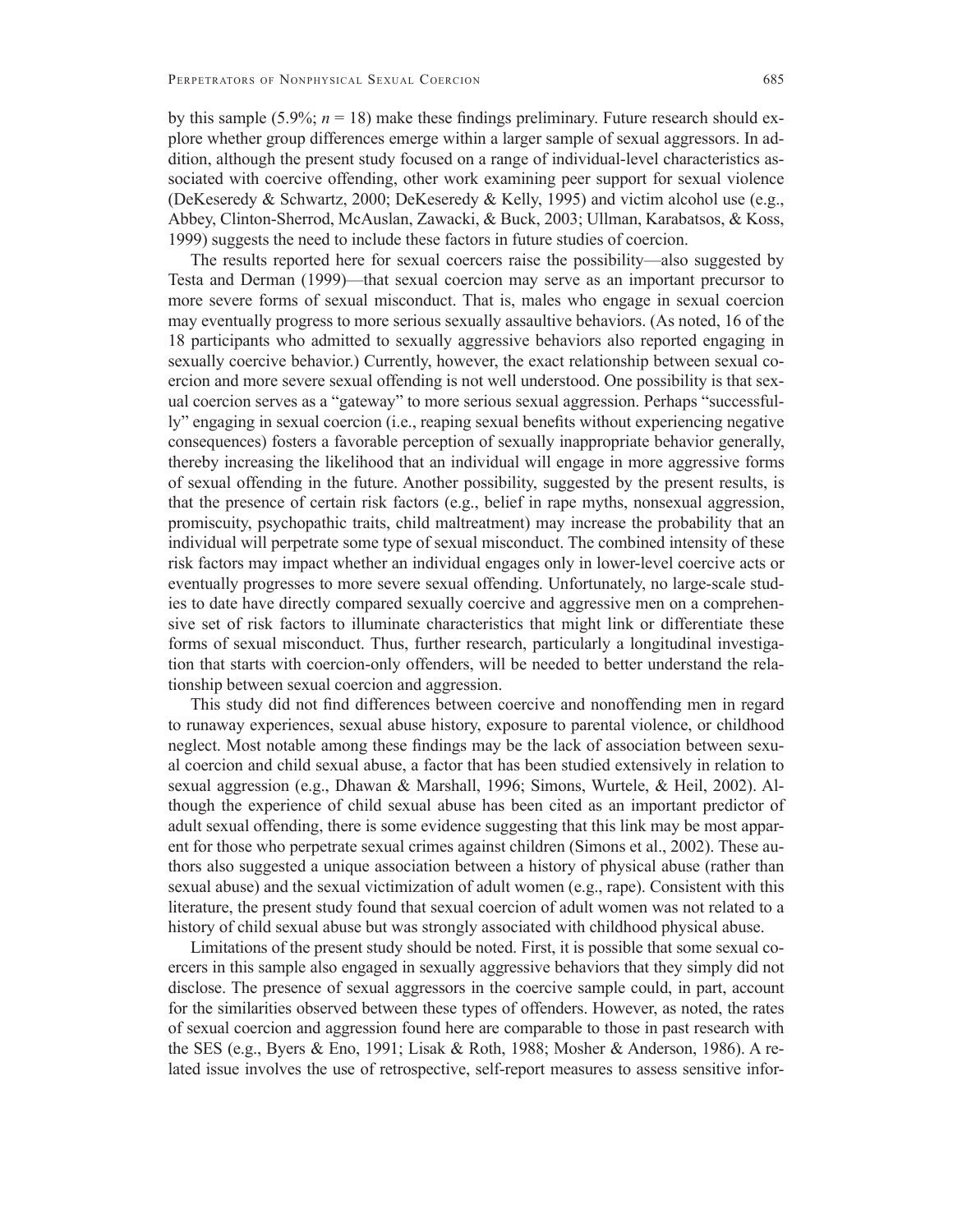by this sample (5.9%; $n = 18$) make these findings preliminary. Future research should explore whether group differences emerge within a larger sample of sexual aggressors. In addition, although the present study focused on a range of individual-level characteristics associated with coercive offending, other work examining peer support for sexual violence (DeKeseredy & Schwartz, 2000; DeKeseredy & Kelly, 1995) and victim alcohol use (e.g., Abbey, Clinton-Sherrod, McAuslan, Zawacki, & Buck, 2003; Ullman, Karabatsos, & Koss, 1999) suggests the need to include these factors in future studies of coercion.

The results reported here for sexual coercers raise the possibility—also suggested by Testa and Derman (1999)—that sexual coercion may serve as an important precursor to more severe forms of sexual misconduct. That is, males who engage in sexual coercion may eventually progress to more serious sexually assaultive behaviors. (As noted, 16 of the 18 participants who admitted to sexually aggressive behaviors also reported engaging in sexually coercive behavior.) Currently, however, the exact relationship between sexual coercion and more severe sexual offending is not well understood. One possibility is that sexual coercion serves as a "gateway" to more serious sexual aggression. Perhaps "successfully" engaging in sexual coercion (i.e., reaping sexual benefits without experiencing negative consequences) fosters a favorable perception of sexually inappropriate behavior generally, thereby increasing the likelihood that an individual will engage in more aggressive forms of sexual offending in the future. Another possibility, suggested by the present results, is that the presence of certain risk factors (e.g., belief in rape myths, nonsexual aggression, promiscuity, psychopathic traits, child maltreatment) may increase the probability that an individual will perpetrate some type of sexual misconduct. The combined intensity of these risk factors may impact whether an individual engages only in lower-level coercive acts or eventually progresses to more severe sexual offending. Unfortunately, no large-scale studies to date have directly compared sexually coercive and aggressive men on a comprehensive set of risk factors to illuminate characteristics that might link or differentiate these forms of sexual misconduct. Thus, further research, particularly a longitudinal investigation that starts with coercion-only offenders, will be needed to better understand the relationship between sexual coercion and aggression.

This study did not find differences between coercive and nonoffending men in regard to runaway experiences, sexual abuse history, exposure to parental violence, or childhood neglect. Most notable among these findings may be the lack of association between sexual coercion and child sexual abuse, a factor that has been studied extensively in relation to sexual aggression (e.g., Dhawan & Marshall, 1996; Simons, Wurtele, & Heil, 2002). Although the experience of child sexual abuse has been cited as an important predictor of adult sexual offending, there is some evidence suggesting that this link may be most apparent for those who perpetrate sexual crimes against children (Simons et al., 2002). These authors also suggested a unique association between a history of physical abuse (rather than sexual abuse) and the sexual victimization of adult women (e.g., rape). Consistent with this literature, the present study found that sexual coercion of adult women was not related to a history of child sexual abuse but was strongly associated with childhood physical abuse.

Limitations of the present study should be noted. First, it is possible that some sexual coercers in this sample also engaged in sexually aggressive behaviors that they simply did not disclose. The presence of sexual aggressors in the coercive sample could, in part, account for the similarities observed between these types of offenders. However, as noted, the rates of sexual coercion and aggression found here are comparable to those in past research with the SES (e.g., Byers & Eno, 1991; Lisak & Roth, 1988; Mosher & Anderson, 1986). A related issue involves the use of retrospective, self-report measures to assess sensitive infor-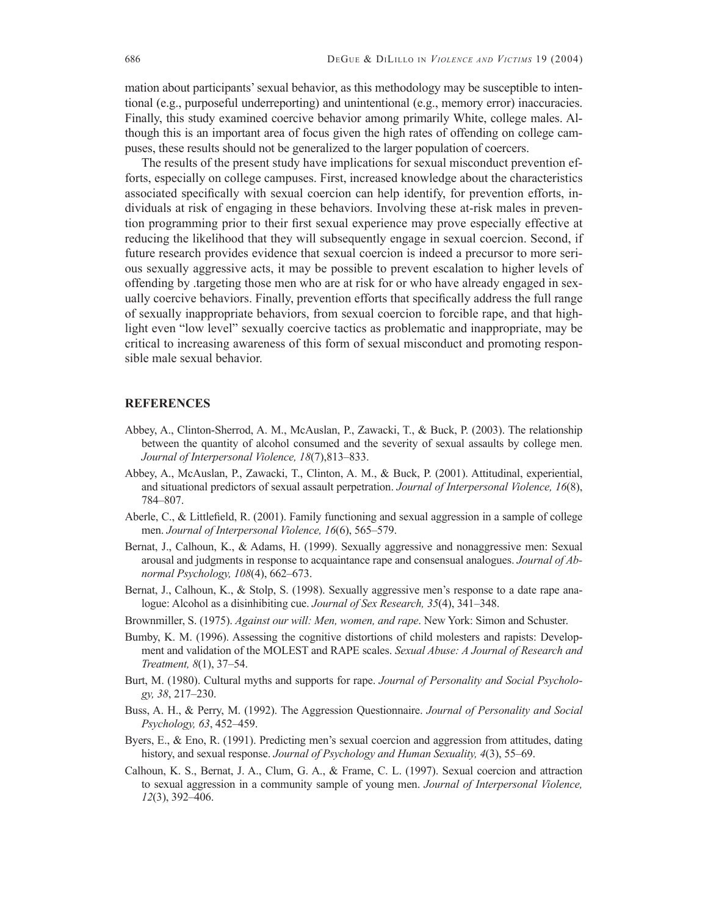mation about participants' sexual behavior, as this methodology may be susceptible to intentional (e.g., purposeful underreporting) and unintentional (e.g., memory error) inaccuracies. Finally, this study examined coercive behavior among primarily White, college males. Although this is an important area of focus given the high rates of offending on college campuses, these results should not be generalized to the larger population of coercers.

The results of the present study have implications for sexual misconduct prevention efforts, especially on college campuses. First, increased knowledge about the characteristics associated specifically with sexual coercion can help identify, for prevention efforts, individuals at risk of engaging in these behaviors. Involving these at-risk males in prevention programming prior to their first sexual experience may prove especially effective at reducing the likelihood that they will subsequently engage in sexual coercion. Second, if future research provides evidence that sexual coercion is indeed a precursor to more serious sexually aggressive acts, it may be possible to prevent escalation to higher levels of offending by .targeting those men who are at risk for or who have already engaged in sexually coercive behaviors. Finally, prevention efforts that specifically address the full range of sexually inappropriate behaviors, from sexual coercion to forcible rape, and that highlight even "low level" sexually coercive tactics as problematic and inappropriate, may be critical to increasing awareness of this form of sexual misconduct and promoting responsible male sexual behavior.

## REFERENCES

Abbey, A., Clinton-Sherrod, A. M., McAuslan, P., Zawacki, T., & Buck, P. (2003). The relationship between the quantity of alcohol consumed and the severity of sexual assaults by college men. *Journal of Interpersonal Violence, 18*(7),813–833.

Abbey, A., McAuslan, P., Zawacki, T., Clinton, A. M., & Buck, P. (2001). Attitudinal, experiential, and situational predictors of sexual assault perpetration. *Journal of Interpersonal Violence, 16*(8), 784–807.

Aberle, C., & Littlefield, R. (2001). Family functioning and sexual aggression in a sample of college men. *Journal of Interpersonal Violence, 16*(6), 565–579.

Bernat, J., Calhoun, K., & Adams, H. (1999). Sexually aggressive and nonaggressive men: Sexual arousal and judgments in response to acquaintance rape and consensual analogues. *Journal of Abnormal Psychology, 108*(4), 662–673.

Bernat, J., Calhoun, K., & Stolp, S. (1998). Sexually aggressive men's response to a date rape analogue: Alcohol as a disinhibiting cue. *Journal of Sex Research, 35*(4), 341–348.

Brownmiller, S. (1975). *Against our will: Men, women, and rape*. New York: Simon and Schuster.

Bumby, K. M. (1996). Assessing the cognitive distortions of child molesters and rapists: Development and validation of the MOLEST and RAPE scales. *Sexual Abuse: A Journal of Research and Treatment, 8*(1), 37–54.

Burt, M. (1980). Cultural myths and supports for rape. *Journal of Personality and Social Psychology, 38*, 217–230.

Buss, A. H., & Perry, M. (1992). The Aggression Questionnaire. *Journal of Personality and Social Psychology, 63*, 452–459.

Byers, E., & Eno, R. (1991). Predicting men's sexual coercion and aggression from attitudes, dating history, and sexual response. *Journal of Psychology and Human Sexuality, 4*(3), 55–69.

Calhoun, K. S., Bernat, J. A., Clum, G. A., & Frame, C. L. (1997). Sexual coercion and attraction to sexual aggression in a community sample of young men. *Journal of Interpersonal Violence, 12*(3), 392–406.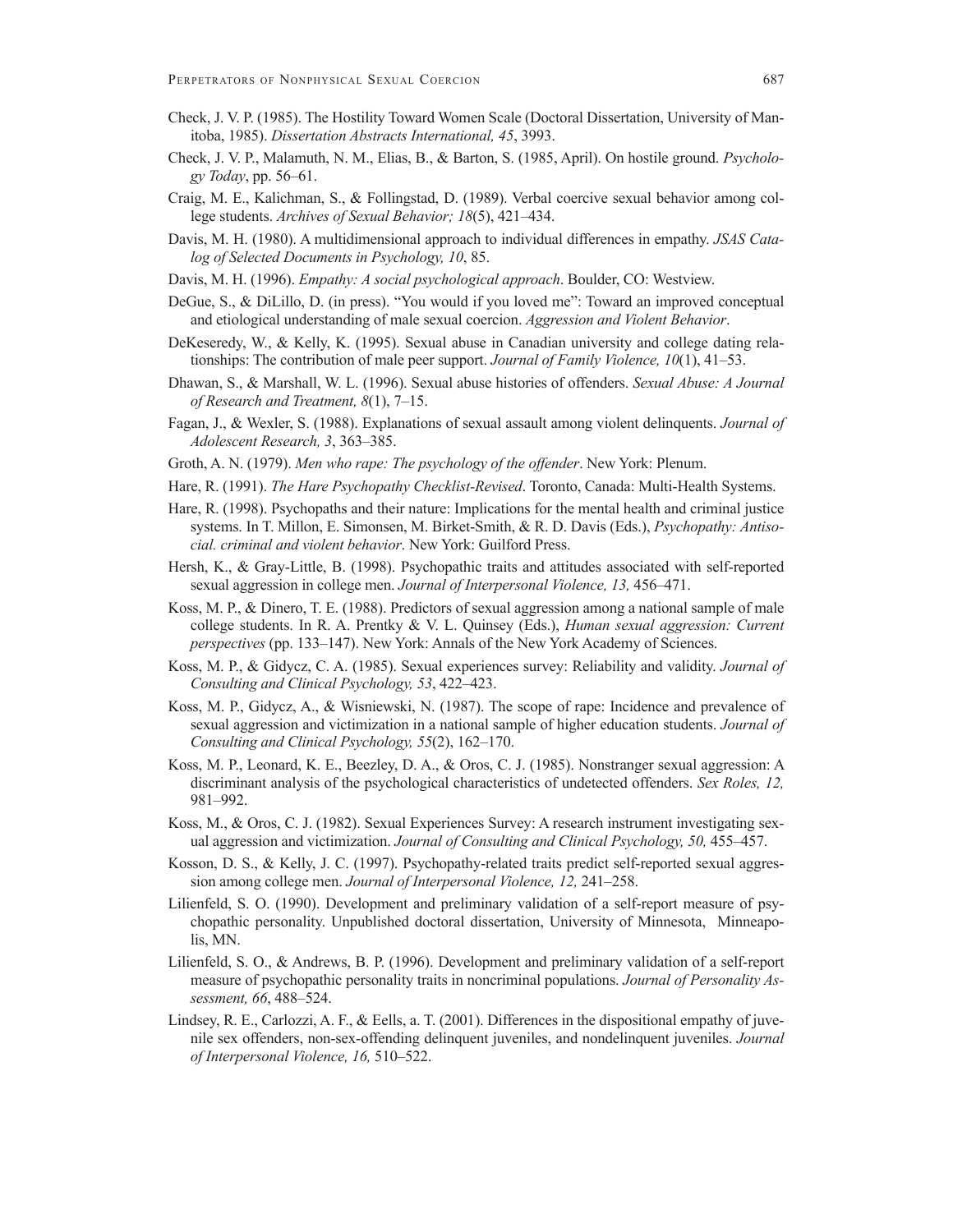Check, J. V. P. (1985). The Hostility Toward Women Scale (Doctoral Dissertation, University of Manitoba, 1985). *Dissertation Abstracts International, 45*, 3993.

Check, J. V. P., Malamuth, N. M., Elias, B., & Barton, S. (1985, April). On hostile ground. *Psychology Today*, pp. 56–61.

Craig, M. E., Kalichman, S., & Follingstad, D. (1989). Verbal coercive sexual behavior among college students. *Archives of Sexual Behavior; 18*(5), 421–434.

Davis, M. H. (1980). A multidimensional approach to individual differences in empathy. *JSAS Catalog of Selected Documents in Psychology, 10*, 85.

Davis, M. H. (1996). *Empathy: A social psychological approach*. Boulder, CO: Westview.

DeGue, S., & DiLillo, D. (in press). "You would if you loved me": Toward an improved conceptual and etiological understanding of male sexual coercion. *Aggression and Violent Behavior*.

DeKeseredy, W., & Kelly, K. (1995). Sexual abuse in Canadian university and college dating relationships: The contribution of male peer support. *Journal of Family Violence, 10*(1), 41–53.

Dhawan, S., & Marshall, W. L. (1996). Sexual abuse histories of offenders. *Sexual Abuse: A Journal of Research and Treatment, 8*(1), 7–15.

Fagan, J., & Wexler, S. (1988). Explanations of sexual assault among violent delinquents. *Journal of Adolescent Research, 3*, 363–385.

Groth, A. N. (1979). *Men who rape: The psychology of the offender*. New York: Plenum.

Hare, R. (1991). *The Hare Psychopathy Checklist-Revised*. Toronto, Canada: Multi-Health Systems.

Hare, R. (1998). Psychopaths and their nature: Implications for the mental health and criminal justice systems. In T. Millon, E. Simonsen, M. Birket-Smith, & R. D. Davis (Eds.), *Psychopathy: Antisocial. criminal and violent behavior*. New York: Guilford Press.

Hersh, K., & Gray-Little, B. (1998). Psychopathic traits and attitudes associated with self-reported sexual aggression in college men. *Journal of Interpersonal Violence, 13,* 456–471.

Koss, M. P., & Dinero, T. E. (1988). Predictors of sexual aggression among a national sample of male college students. In R. A. Prentky & V. L. Quinsey (Eds.), *Human sexual aggression: Current perspectives* (pp. 133–147). New York: Annals of the New York Academy of Sciences.

Koss, M. P., & Gidycz, C. A. (1985). Sexual experiences survey: Reliability and validity. *Journal of Consulting and Clinical Psychology, 53*, 422–423.

Koss, M. P., Gidycz, A., & Wisniewski, N. (1987). The scope of rape: Incidence and prevalence of sexual aggression and victimization in a national sample of higher education students. *Journal of Consulting and Clinical Psychology, 55*(2), 162–170.

Koss, M. P., Leonard, K. E., Beezley, D. A., & Oros, C. J. (1985). Nonstranger sexual aggression: A discriminant analysis of the psychological characteristics of undetected offenders. *Sex Roles, 12,* 981–992.

Koss, M., & Oros, C. J. (1982). Sexual Experiences Survey: A research instrument investigating sexual aggression and victimization. *Journal of Consulting and Clinical Psychology, 50,* 455–457.

Kosson, D. S., & Kelly, J. C. (1997). Psychopathy-related traits predict self-reported sexual aggression among college men. *Journal of Interpersonal Violence, 12,* 241–258.

Lilienfeld, S. O. (1990). Development and preliminary validation of a self-report measure of psychopathic personality. Unpublished doctoral dissertation, University of Minnesota, Minneapolis, MN.

Lilienfeld, S. O., & Andrews, B. P. (1996). Development and preliminary validation of a self-report measure of psychopathic personality traits in noncriminal populations. *Journal of Personality Assessment, 66*, 488–524.

Lindsey, R. E., Carlozzi, A. F., & Eells, a. T. (2001). Differences in the dispositional empathy of juvenile sex offenders, non-sex-offending delinquent juveniles, and nondelinquent juveniles. *Journal of Interpersonal Violence, 16,* 510–522.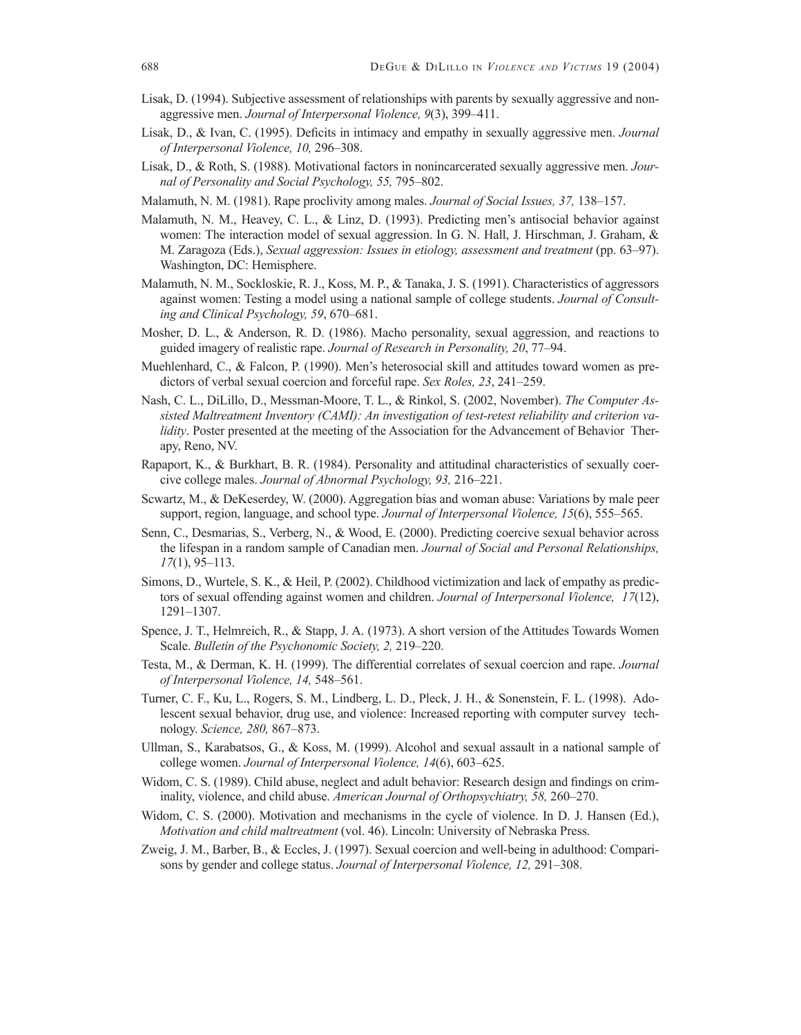Lisak, D. (1994). Subjective assessment of relationships with parents by sexually aggressive and nonaggressive men. *Journal of Interpersonal Violence, 9*(3), 399–411.

Lisak, D., & Ivan, C. (1995). Deficits in intimacy and empathy in sexually aggressive men. *Journal of Interpersonal Violence, 10,* 296–308.

Lisak, D., & Roth, S. (1988). Motivational factors in nonincarcerated sexually aggressive men. *Journal of Personality and Social Psychology, 55,* 795–802.

Malamuth, N. M. (1981). Rape proclivity among males. *Journal of Social Issues, 37,* 138–157.

Malamuth, N. M., Heavey, C. L., & Linz, D. (1993). Predicting men's antisocial behavior against women: The interaction model of sexual aggression. In G. N. Hall, J. Hirschman, J. Graham, & M. Zaragoza (Eds.), *Sexual aggression: Issues in etiology, assessment and treatment* (pp. 63–97). Washington, DC: Hemisphere.

Malamuth, N. M., Sockloskie, R. J., Koss, M. P., & Tanaka, J. S. (1991). Characteristics of aggressors against women: Testing a model using a national sample of college students. *Journal of Consulting and Clinical Psychology, 59*, 670–681.

Mosher, D. L., & Anderson, R. D. (1986). Macho personality, sexual aggression, and reactions to guided imagery of realistic rape. *Journal of Research in Personality, 20*, 77–94.

Muehlenhard, C., & Falcon, P. (1990). Men's heterosocial skill and attitudes toward women as predictors of verbal sexual coercion and forceful rape. *Sex Roles, 23*, 241–259.

Nash, C. L., DiLillo, D., Messman-Moore, T. L., & Rinkol, S. (2002, November). *The Computer Assisted Maltreatment Inventory (CAMI): An investigation of test-retest reliability and criterion validity*. Poster presented at the meeting of the Association for the Advancement of Behavior Therapy, Reno, NV.

Rapaport, K., & Burkhart, B. R. (1984). Personality and attitudinal characteristics of sexually coercive college males. *Journal of Abnormal Psychology, 93,* 216–221.

Scwartz, M., & DeKeserdey, W. (2000). Aggregation bias and woman abuse: Variations by male peer support, region, language, and school type. *Journal of Interpersonal Violence, 15*(6), 555–565.

Senn, C., Desmarias, S., Verberg, N., & Wood, E. (2000). Predicting coercive sexual behavior across the lifespan in a random sample of Canadian men. *Journal of Social and Personal Relationships, 17*(1), 95–113.

Simons, D., Wurtele, S. K., & Heil, P. (2002). Childhood victimization and lack of empathy as predictors of sexual offending against women and children. *Journal of Interpersonal Violence, 17*(12), 1291–1307.

Spence, J. T., Helmreich, R., & Stapp, J. A. (1973). A short version of the Attitudes Towards Women Scale. *Bulletin of the Psychonomic Society, 2,* 219–220.

Testa, M., & Derman, K. H. (1999). The differential correlates of sexual coercion and rape. *Journal of Interpersonal Violence, 14,* 548–561.

Turner, C. F., Ku, L., Rogers, S. M., Lindberg, L. D., Pleck, J. H., & Sonenstein, F. L. (1998). Adolescent sexual behavior, drug use, and violence: Increased reporting with computer survey technology. *Science, 280,* 867–873.

Ullman, S., Karabatsos, G., & Koss, M. (1999). Alcohol and sexual assault in a national sample of college women. *Journal of Interpersonal Violence, 14*(6), 603–625.

Widom, C. S. (1989). Child abuse, neglect and adult behavior: Research design and findings on criminality, violence, and child abuse. *American Journal of Orthopsychiatry, 58,* 260–270.

Widom, C. S. (2000). Motivation and mechanisms in the cycle of violence. In D. J. Hansen (Ed.), *Motivation and child maltreatment* (vol. 46). Lincoln: University of Nebraska Press.

Zweig, J. M., Barber, B., & Eccles, J. (1997). Sexual coercion and well-being in adulthood: Comparisons by gender and college status. *Journal of Interpersonal Violence, 12,* 291–308.